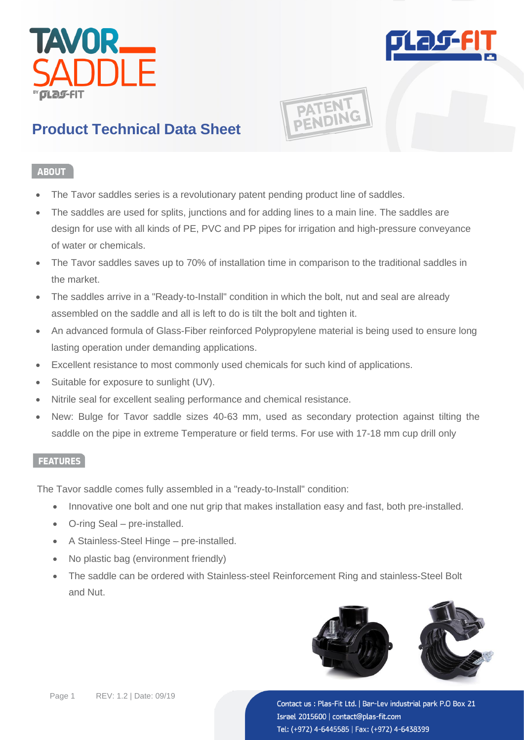# TAVOR SADDLE

BY PLAS-FIT

## Product Technical Data Sheet

PATENT PENDING

### ABOUT

- The Tavor saddles series is a revolutionary patent pending product line of saddles.
- The saddles are used for splits, junctions and for adding lines to a main line. The saddles are design for use with all kinds of PE, PVC and PP pipes for irrigation and high-pressure conveyance of water or chemicals.
- The Tavor saddles saves up to 70% of installation time in comparison to the traditional saddles in the market.
- The saddles arrive in a "Ready-to-Install" condition in which the bolt, nut and seal are already assembled on the saddle and all is left to do is tilt the bolt and tighten it.
- An advanced formula of Glass-Fiber reinforced Polypropylene material is being used to ensure long lasting operation under demanding applications.
- Excellent resistance to most commonly used chemicals for such kind of applications.
- Suitable for exposure to sunlight (UV).
- Nitrile seal for excellent sealing performance and chemical resistance.
- New: Bulge for Tavor saddle sizes 40-63 mm, used as secondary protection against tilting the saddle on the pipe in extreme Temperature or field terms. For use with 17-18 mm cup drill only

### FEATURES

The Tavor saddle comes fully assembled in a "ready-to-Install" condition:

- Innovative one bolt and one nut grip that makes installation easy and fast, both pre-installed.
- O-ring Seal – pre-installed.
- A Stainless-Steel Hinge – pre-installed.
- No plastic bag (environment friendly)
- The saddle can be ordered with Stainless-steel Reinforcement Ring and stainless-Steel Bolt and Nut.

REV: 1.2 | Date: 09/19

Contact us : Plas-Fit Ltd. | Bar-Lev industrial park P.O Box 21 Israel 2015600 | contact@plas-fit.com
Tel: (+972) 4-6445585 | Fax: (+972) 4-6438399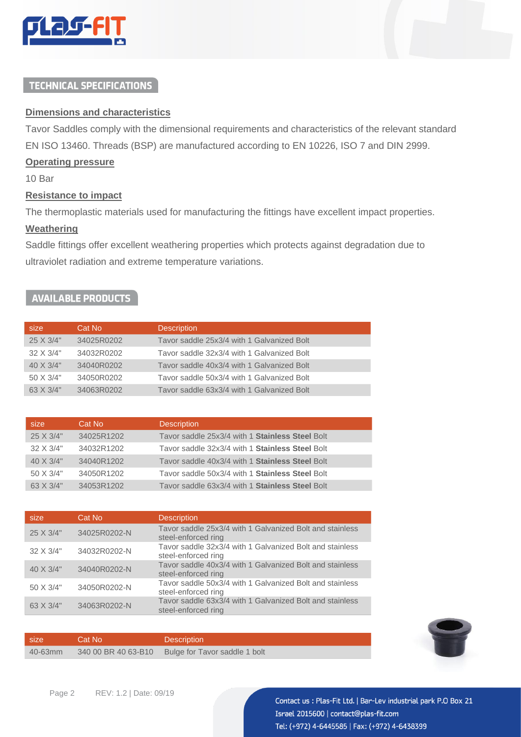## TECHNICAL SPECIFICATIONS

**Dimensions and characteristics**

Tavor Saddles comply with the dimensional requirements and characteristics of the relevant standard EN ISO 13460. Threads (BSP) are manufactured according to EN 10226, ISO 7 and DIN 2999.

**Operating pressure**

10 Bar

**Resistance to impact**

The thermoplastic materials used for manufacturing the fittings have excellent impact properties.

**Weathering**

Saddle fittings offer excellent weathering properties which protects against degradation due to ultraviolet radiation and extreme temperature variations.

## AVAILABLE PRODUCTS

| size | Cat No | Description |
|---|---|---|
| 25 X 3/4" | 34025R0202 | Tavor saddle 25x3/4 with 1 Galvanized Bolt |
| 32 X 3/4" | 34032R0202 | Tavor saddle 32x3/4 with 1 Galvanized Bolt |
| 40 X 3/4" | 34040R0202 | Tavor saddle 40x3/4 with 1 Galvanized Bolt |
| 50 X 3/4" | 34050R0202 | Tavor saddle 50x3/4 with 1 Galvanized Bolt |
| 63 X 3/4" | 34063R0202 | Tavor saddle 63x3/4 with 1 Galvanized Bolt |

| size | Cat No | Description |
|---|---|---|
| 25 X 3/4" | 34025R1202 | Tavor saddle 25x3/4 with 1 **Stainless Steel** Bolt |
| 32 X 3/4" | 34032R1202 | Tavor saddle 32x3/4 with 1 **Stainless Steel** Bolt |
| 40 X 3/4" | 34040R1202 | Tavor saddle 40x3/4 with 1 **Stainless Steel** Bolt |
| 50 X 3/4" | 34050R1202 | Tavor saddle 50x3/4 with 1 **Stainless Steel** Bolt |
| 63 X 3/4" | 34053R1202 | Tavor saddle 63x3/4 with 1 **Stainless Steel** Bolt |

| size | Cat No | Description |
|---|---|---|
| 25 X 3/4" | 34025R0202-N | Tavor saddle 25x3/4 with 1 Galvanized Bolt and stainless steel-enforced ring |
| 32 X 3/4" | 34032R0202-N | Tavor saddle 32x3/4 with 1 Galvanized Bolt and stainless steel-enforced ring |
| 40 X 3/4" | 34040R0202-N | Tavor saddle 40x3/4 with 1 Galvanized Bolt and stainless steel-enforced ring |
| 50 X 3/4" | 34050R0202-N | Tavor saddle 50x3/4 with 1 Galvanized Bolt and stainless steel-enforced ring |
| 63 X 3/4" | 34063R0202-N | Tavor saddle 63x3/4 with 1 Galvanized Bolt and stainless steel-enforced ring |

| size | Cat No | Description |
|---|---|---|
| 40-63mm | 340 00 BR 40 63-B10 | Bulge for Tavor saddle 1 bolt |

Contact us : Plas-Fit Ltd. | Bar-Lev industrial park P.O Box 21 Israel 2015600 | contact@plas-fit.com
Tel: (+972) 4-6445585 | Fax: (+972) 4-6438399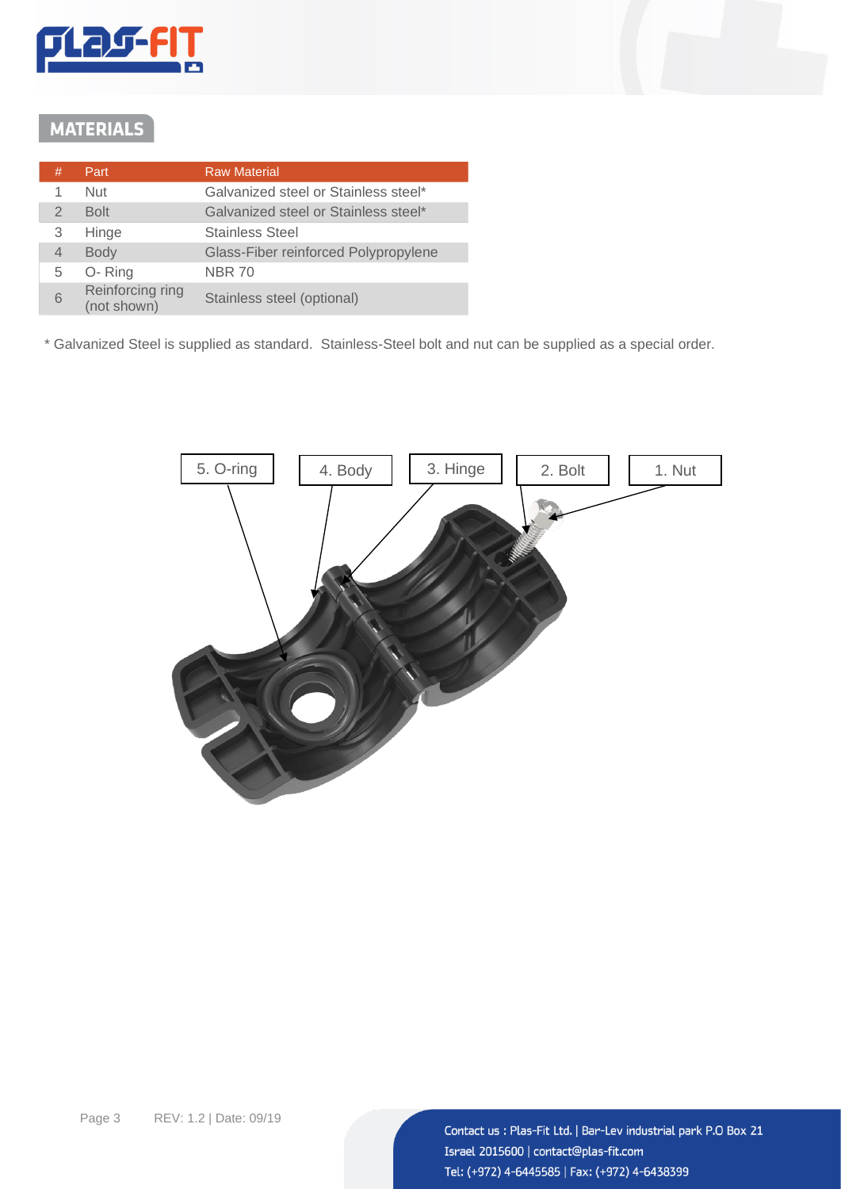## MATERIALS

| # | Part | Raw Material |
|---|---|---|
| 1 | Nut | Galvanized steel or Stainless steel* |
| 2 | Bolt | Galvanized steel or Stainless steel* |
| 3 | Hinge | Stainless Steel |
| 4 | Body | Glass-Fiber reinforced Polypropylene |
| 5 | O- Ring | NBR 70 |
| 6 | Reinforcing ring (not shown) | Stainless steel (optional) |

* Galvanized Steel is supplied as standard. Stainless-Steel bolt and nut can be supplied as a special order.

5. O-ring

4. Body

3. Hinge

2. Bolt

1. Nut

Contact us : Plas-Fit Ltd. | Bar-Lev industrial park P.O Box 21
Israel 2015600 | contact@plas-fit.com
Tel: (+972) 4-6445585 | Fax: (+972) 4-6438399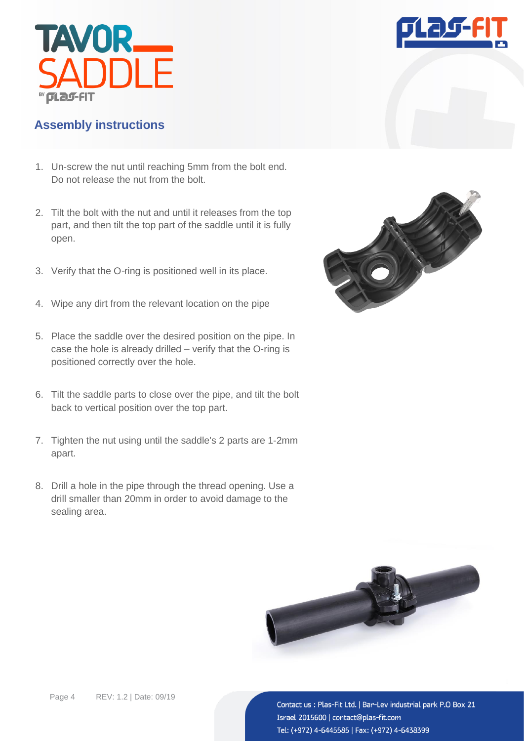# TAVOR SADDLE

BY PLAS-FIT

## Assembly instructions

1. Un-screw the nut until reaching 5mm from the bolt end. Do not release the nut from the bolt.
2. Tilt the bolt with the nut and until it releases from the top part, and then tilt the top part of the saddle until it is fully open.
3. Verify that the O-ring is positioned well in its place.
4. Wipe any dirt from the relevant location on the pipe
5. Place the saddle over the desired position on the pipe. In case the hole is already drilled – verify that the O-ring is positioned correctly over the hole.
6. Tilt the saddle parts to close over the pipe, and tilt the bolt back to vertical position over the top part.
7. Tighten the nut using until the saddle's 2 parts are 1-2mm apart.
8. Drill a hole in the pipe through the thread opening. Use a drill smaller than 20mm in order to avoid damage to the sealing area.

Contact us : Plas-Fit Ltd. | Bar-Lev industrial park P.O Box 21 Israel 2015600 | contact@plas-fit.com
Tel: (+972) 4-6445585 | Fax: (+972) 4-6438399